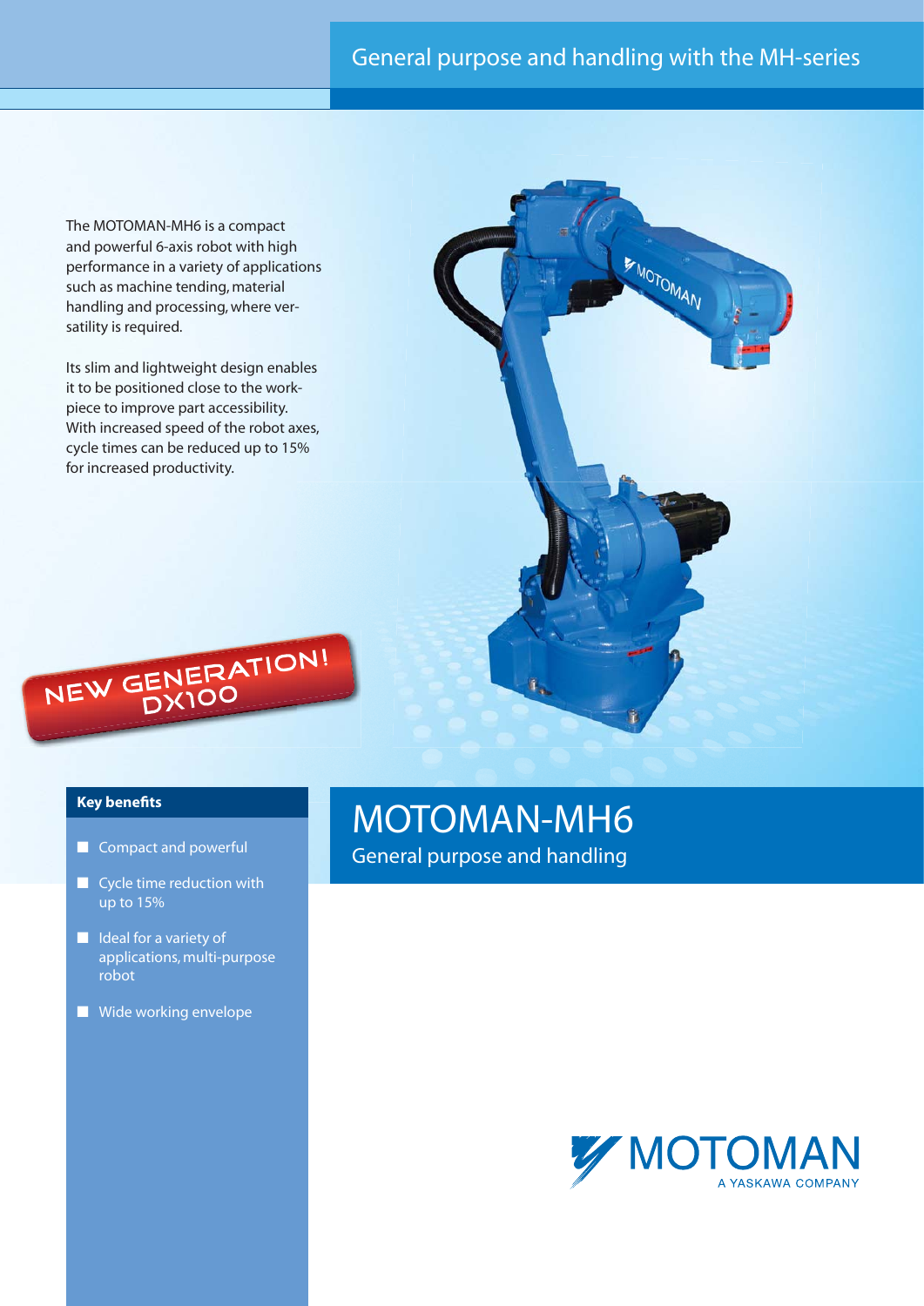General purpose and handling with the MH-series

The MOTOMAN-MH6 is a compact and powerful 6-axis robot with high performance in a variety of applications such as machine tending, material handling and processing, where versatility is required.

Its slim and lightweight design enables it to be positioned close to the workpiece to improve part accessibility. With increased speed of the robot axes, cycle times can be reduced up to 15% for increased productivity.

NEW GENERATION! DX100

# MOTOMAN-MH6

## General purpose and handling

### Key benefits

- Compact and powerful
- Cycle time reduction with up to 15%
- Ideal for a variety of applications, multi-purpose robot
- Wide working envelope

MOTOMAN
A YASKAWA COMPANY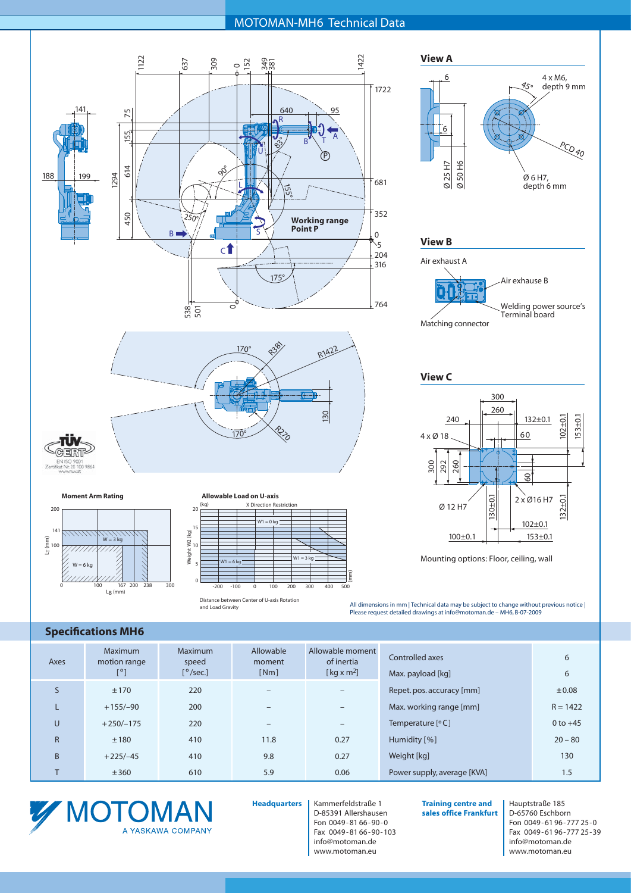# MOTOMAN-MH6 Technical Data

Working range Point P

### View A

6

4 x M6, depth 9 mm

45°

6

PCD 40

Ø 25 H7

Ø 50 H6

Ø 6 H7, depth 6 mm

### View B

Air exhaust A

Air exhause B

Welding power source's Terminal board

Matching connector

### View C

300

260

240

132±0.1

4 x Ø 18

60

102±0.1

153±0.1

300

292

260

60

Ø 12 H7

130±0.1

2 x Ø16 H7

132±0.1

102±0.1

100±0.1

153±0.1

Mounting options: Floor, ceiling, wall

TÜV CERT EN ISO 9001 Zertifikat Nr. 20 100 9664 www.tuv.at

**Moment Arm Rating**

**Allowable Load on U-axis**

X Direction Restriction

Distance between Center of U-axis Rotation and Load Gravity

All dimensions in mm | Technical data may be subject to change without previous notice | Please request detailed drawings at info@motoman.de – MH6, B-07-2009

## Specifications MH6

| Axes | Maximum motion range [°] | Maximum speed [°/sec.] | Allowable moment [Nm] | Allowable moment of inertia [kg x m²] |
|---|---|---|---|---|
| S | ±170 | 220 | – | – |
| L | +155/–90 | 200 | – | – |
| U | +250/–175 | 220 | – | – |
| R | ±180 | 410 | 11.8 | 0.27 |
| B | +225/–45 | 410 | 9.8 | 0.27 |
| T | ±360 | 610 | 5.9 | 0.06 |

| | |
|---|---|
| Controlled axes | 6 |
| Max. payload [kg] | 6 |
| Repet. pos. accuracy [mm] | ±0.08 |
| Max. working range [mm] | R = 1422 |
| Temperature [°C] | 0 to +45 |
| Humidity [%] | 20 – 80 |
| Weight [kg] | 130 |
| Power supply, average [KVA] | 1.5 |

MOTOMAN A YASKAWA COMPANY

**Headquarters**
Kammerfeldstraße 1
D-85391 Allershausen
Fon 0049-81 66-90-0
Fax 0049-81 66-90-103
info@motoman.de
www.motoman.eu

**Training centre and sales office Frankfurt**
Hauptstraße 185
D-65760 Eschborn
Fon 0049-61 96-777 25-0
Fax 0049-61 96-777 25-39
info@motoman.de
www.motoman.eu